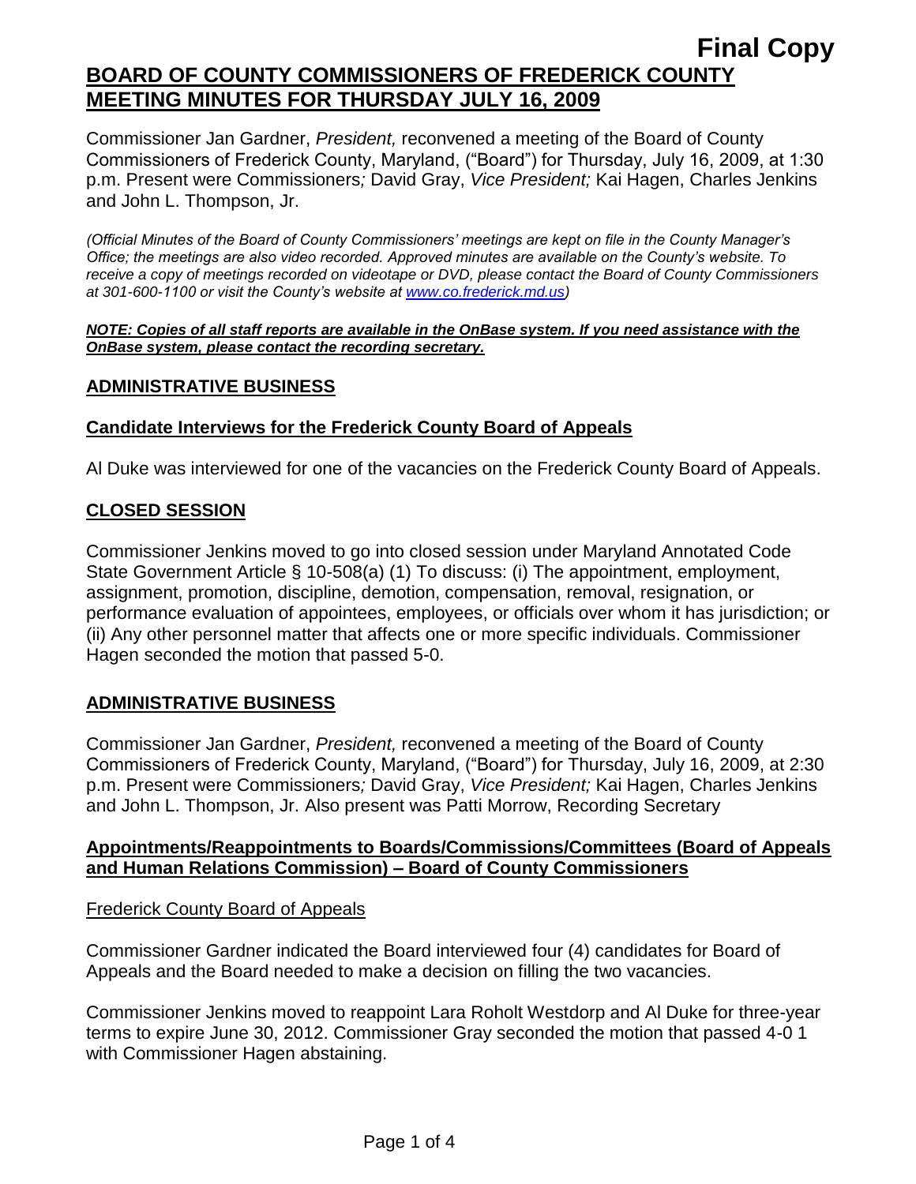**Final Copy**

# BOARD OF COUNTY COMMISSIONERS OF FREDERICK COUNTY MEETING MINUTES FOR THURSDAY JULY 16, 2009

Commissioner Jan Gardner, *President,* reconvened a meeting of the Board of County Commissioners of Frederick County, Maryland, ("Board") for Thursday, July 16, 2009, at 1:30 p.m. Present were Commissioners*;* David Gray, *Vice President;* Kai Hagen, Charles Jenkins and John L. Thompson, Jr.

*(Official Minutes of the Board of County Commissioners' meetings are kept on file in the County Manager's Office; the meetings are also video recorded. Approved minutes are available on the County's website. To receive a copy of meetings recorded on videotape or DVD, please contact the Board of County Commissioners at 301-600-1100 or visit the County's website at www.co.frederick.md.us)*

***NOTE: Copies of all staff reports are available in the OnBase system. If you need assistance with the OnBase system, please contact the recording secretary.***

## ADMINISTRATIVE BUSINESS

### Candidate Interviews for the Frederick County Board of Appeals

Al Duke was interviewed for one of the vacancies on the Frederick County Board of Appeals.

## CLOSED SESSION

Commissioner Jenkins moved to go into closed session under Maryland Annotated Code State Government Article § 10-508(a) (1) To discuss: (i) The appointment, employment, assignment, promotion, discipline, demotion, compensation, removal, resignation, or performance evaluation of appointees, employees, or officials over whom it has jurisdiction; or (ii) Any other personnel matter that affects one or more specific individuals. Commissioner Hagen seconded the motion that passed 5-0.

## ADMINISTRATIVE BUSINESS

Commissioner Jan Gardner, *President,* reconvened a meeting of the Board of County Commissioners of Frederick County, Maryland, ("Board") for Thursday, July 16, 2009, at 2:30 p.m. Present were Commissioners*;* David Gray, *Vice President;* Kai Hagen, Charles Jenkins and John L. Thompson, Jr. Also present was Patti Morrow, Recording Secretary

### Appointments/Reappointments to Boards/Commissions/Committees (Board of Appeals and Human Relations Commission) – Board of County Commissioners

Frederick County Board of Appeals

Commissioner Gardner indicated the Board interviewed four (4) candidates for Board of Appeals and the Board needed to make a decision on filling the two vacancies.

Commissioner Jenkins moved to reappoint Lara Roholt Westdorp and Al Duke for three-year terms to expire June 30, 2012. Commissioner Gray seconded the motion that passed 4-0 1 with Commissioner Hagen abstaining.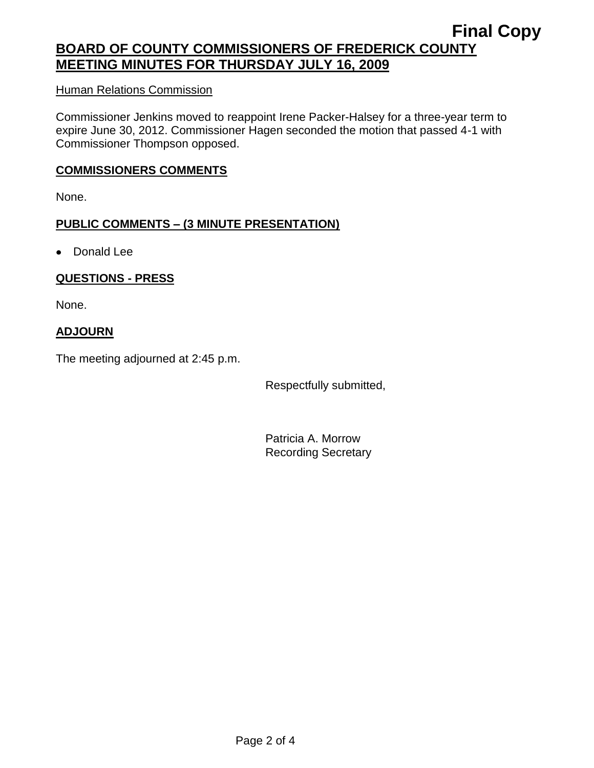Human Relations Commission

Commissioner Jenkins moved to reappoint Irene Packer-Halsey for a three-year term to expire June 30, 2012. Commissioner Hagen seconded the motion that passed 4-1 with Commissioner Thompson opposed.

## COMMISSIONERS COMMENTS

None.

## PUBLIC COMMENTS – (3 MINUTE PRESENTATION)

- Donald Lee

## QUESTIONS - PRESS

None.

## ADJOURN

The meeting adjourned at 2:45 p.m.

Respectfully submitted,

Patricia A. Morrow
Recording Secretary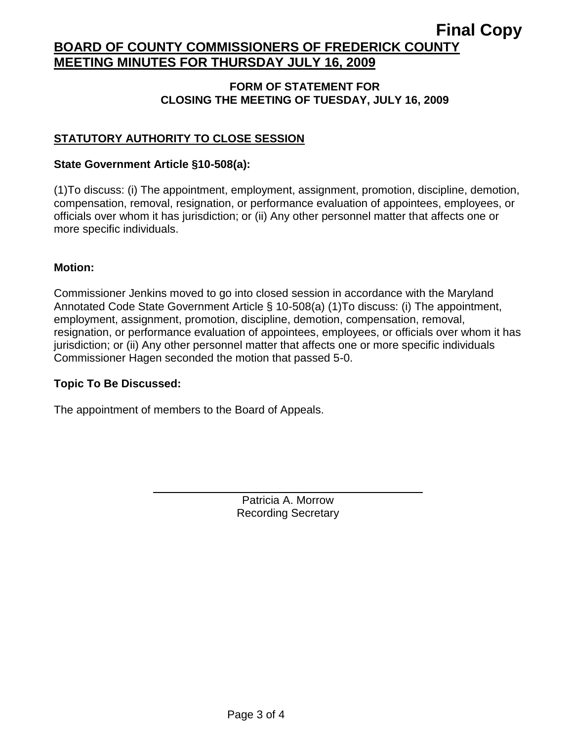Final Copy

# BOARD OF COUNTY COMMISSIONERS OF FREDERICK COUNTY
# MEETING MINUTES FOR THURSDAY JULY 16, 2009

**FORM OF STATEMENT FOR**
**CLOSING THE MEETING OF TUESDAY, JULY 16, 2009**

## STATUTORY AUTHORITY TO CLOSE SESSION

**State Government Article §10-508(a):**

(1)To discuss: (i) The appointment, employment, assignment, promotion, discipline, demotion, compensation, removal, resignation, or performance evaluation of appointees, employees, or officials over whom it has jurisdiction; or (ii) Any other personnel matter that affects one or more specific individuals.

**Motion:**

Commissioner Jenkins moved to go into closed session in accordance with the Maryland Annotated Code State Government Article § 10-508(a) (1)To discuss: (i) The appointment, employment, assignment, promotion, discipline, demotion, compensation, removal, resignation, or performance evaluation of appointees, employees, or officials over whom it has jurisdiction; or (ii) Any other personnel matter that affects one or more specific individuals Commissioner Hagen seconded the motion that passed 5-0.

**Topic To Be Discussed:**

The appointment of members to the Board of Appeals.

Patricia A. Morrow
Recording Secretary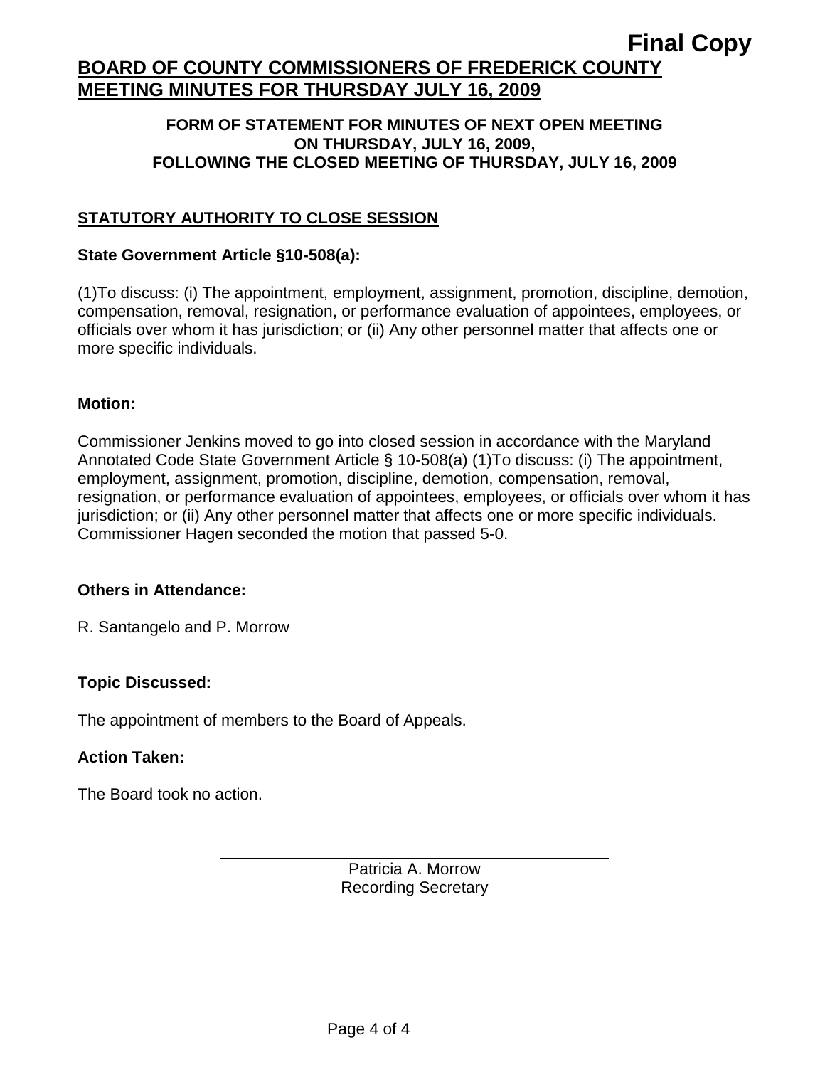**Final Copy**

# BOARD OF COUNTY COMMISSIONERS OF FREDERICK COUNTY MEETING MINUTES FOR THURSDAY JULY 16, 2009

**FORM OF STATEMENT FOR MINUTES OF NEXT OPEN MEETING ON THURSDAY, JULY 16, 2009, FOLLOWING THE CLOSED MEETING OF THURSDAY, JULY 16, 2009**

## STATUTORY AUTHORITY TO CLOSE SESSION

**State Government Article §10-508(a):**

(1)To discuss: (i) The appointment, employment, assignment, promotion, discipline, demotion, compensation, removal, resignation, or performance evaluation of appointees, employees, or officials over whom it has jurisdiction; or (ii) Any other personnel matter that affects one or more specific individuals.

**Motion:**

Commissioner Jenkins moved to go into closed session in accordance with the Maryland Annotated Code State Government Article § 10-508(a) (1)To discuss: (i) The appointment, employment, assignment, promotion, discipline, demotion, compensation, removal, resignation, or performance evaluation of appointees, employees, or officials over whom it has jurisdiction; or (ii) Any other personnel matter that affects one or more specific individuals. Commissioner Hagen seconded the motion that passed 5-0.

**Others in Attendance:**

R. Santangelo and P. Morrow

**Topic Discussed:**

The appointment of members to the Board of Appeals.

**Action Taken:**

The Board took no action.

Patricia A. Morrow
Recording Secretary